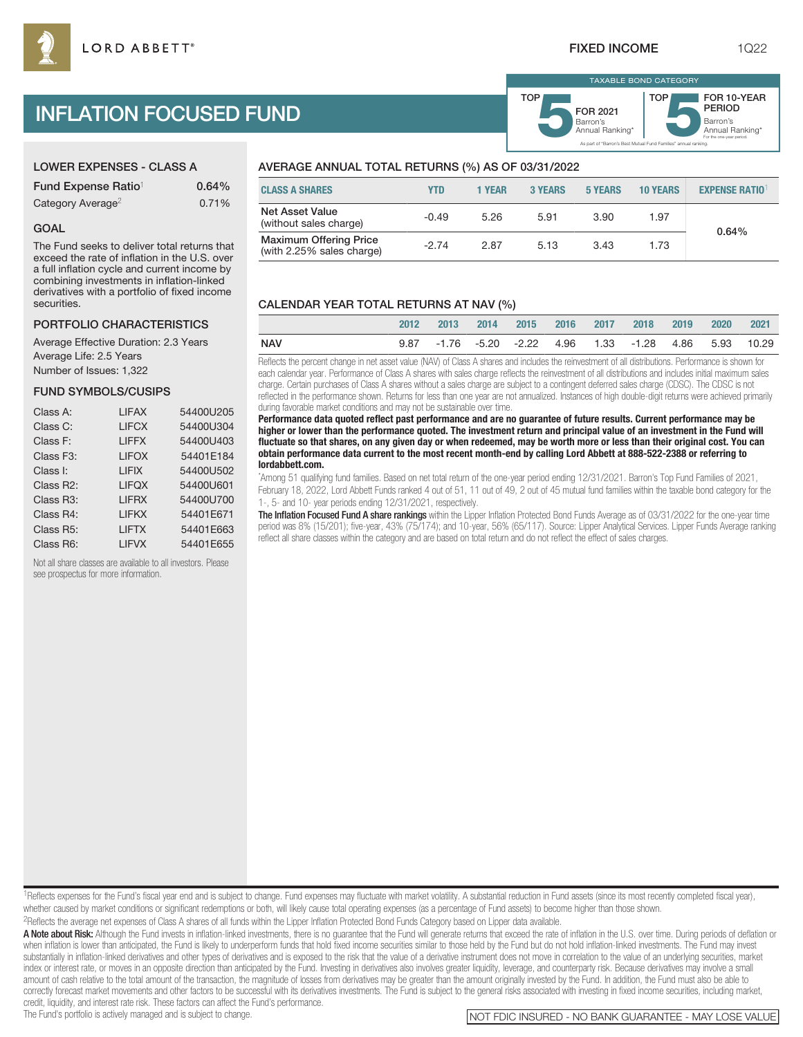LORD ABBETT®

FIXED INCOME 1Q22

# INFLATION FOCUSED FUND

TAXABLE BOND CATEGORY

TOP 5 FOR 2021 Barron's Annual Ranking*

TOP 5 FOR 10-YEAR PERIOD Barron's Annual Ranking* For the one-year period.

As part of "Barron's Best Mutual Fund Families" annual ranking.

## LOWER EXPENSES - CLASS A

| | |
|---|---|
| Fund Expense Ratio[1] | 0.64% |
| Category Average[2] | 0.71% |

## GOAL

The Fund seeks to deliver total returns that exceed the rate of inflation in the U.S. over a full inflation cycle and current income by combining investments in inflation-linked derivatives with a portfolio of fixed income securities.

## PORTFOLIO CHARACTERISTICS

Average Effective Duration: 2.3 Years
Average Life: 2.5 Years
Number of Issues: 1,322

## FUND SYMBOLS/CUSIPS

| | | |
|---|---|---|
| Class A: | LIFAX | 54400U205 |
| Class C: | LIFCX | 54400U304 |
| Class F: | LIFFX | 54400U403 |
| Class F3: | LIFOX | 54401E184 |
| Class I: | LIFIX | 54400U502 |
| Class R2: | LIFQX | 54400U601 |
| Class R3: | LIFRX | 54400U700 |
| Class R4: | LIFKX | 54401E671 |
| Class R5: | LIFTX | 54401E663 |
| Class R6: | LIFVX | 54401E655 |

Not all share classes are available to all investors. Please see prospectus for more information.

## AVERAGE ANNUAL TOTAL RETURNS (%) AS OF 03/31/2022

| CLASS A SHARES | YTD | 1 YEAR | 3 YEARS | 5 YEARS | 10 YEARS | EXPENSE RATIO[1] |
|---|---|---|---|---|---|---|
| Net Asset Value (without sales charge) | -0.49 | 5.26 | 5.91 | 3.90 | 1.97 | 0.64% |
| Maximum Offering Price (with 2.25% sales charge) | -2.74 | 2.87 | 5.13 | 3.43 | 1.73 | |

## CALENDAR YEAR TOTAL RETURNS AT NAV (%)

| | 2012 | 2013 | 2014 | 2015 | 2016 | 2017 | 2018 | 2019 | 2020 | 2021 |
|---|---|---|---|---|---|---|---|---|---|---|
| NAV | 9.87 | -1.76 | -5.20 | -2.22 | 4.96 | 1.33 | -1.28 | 4.86 | 5.93 | 10.29 |

Reflects the percent change in net asset value (NAV) of Class A shares and includes the reinvestment of all distributions. Performance is shown for each calendar year. Performance of Class A shares with sales charge reflects the reinvestment of all distributions and includes initial maximum sales charge. Certain purchases of Class A shares without a sales charge are subject to a contingent deferred sales charge (CDSC). The CDSC is not reflected in the performance shown. Returns for less than one year are not annualized. Instances of high double-digit returns were achieved primarily during favorable market conditions and may not be sustainable over time.

**Performance data quoted reflect past performance and are no guarantee of future results. Current performance may be higher or lower than the performance quoted. The investment return and principal value of an investment in the Fund will fluctuate so that shares, on any given day or when redeemed, may be worth more or less than their original cost. You can obtain performance data current to the most recent month-end by calling Lord Abbett at 888-522-2388 or referring to lordabbett.com.**

*Among 51 qualifying fund families. Based on net total return of the one-year period ending 12/31/2021. Barron's Top Fund Families of 2021, February 18, 2022, Lord Abbett Funds ranked 4 out of 51, 11 out of 49, 2 out of 45 mutual fund families within the taxable bond category for the 1-, 5- and 10- year periods ending 12/31/2021, respectively.

**The Inflation Focused Fund A share rankings** within the Lipper Inflation Protected Bond Funds Average as of 03/31/2022 for the one-year time period was 8% (15/201); five-year, 43% (75/174); and 10-year, 56% (65/117). Source: Lipper Analytical Services. Lipper Funds Average ranking reflect all share classes within the category and are based on total return and do not reflect the effect of sales charges.

[1]Reflects expenses for the Fund's fiscal year end and is subject to change. Fund expenses may fluctuate with market volatility. A substantial reduction in Fund assets (since its most recently completed fiscal year), whether caused by market conditions or significant redemptions or both, will likely cause total operating expenses (as a percentage of Fund assets) to become higher than those shown.

[2]Reflects the average net expenses of Class A shares of all funds within the Lipper Inflation Protected Bond Funds Category based on Lipper data available.

**A Note about Risk:** Although the Fund invests in inflation-linked investments, there is no guarantee that the Fund will generate returns that exceed the rate of inflation in the U.S. over time. During periods of deflation or when inflation is lower than anticipated, the Fund is likely to underperform funds that hold fixed income securities similar to those held by the Fund but do not hold inflation-linked investments. The Fund may invest substantially in inflation-linked derivatives and other types of derivatives and is exposed to the risk that the value of a derivative instrument does not move in correlation to the value of an underlying securities, market index or interest rate, or moves in an opposite direction than anticipated by the Fund. Investing in derivatives also involves greater liquidity, leverage, and counterparty risk. Because derivatives may involve a small amount of cash relative to the total amount of the transaction, the magnitude of losses from derivatives may be greater than the amount originally invested by the Fund. In addition, the Fund must also be able to correctly forecast market movements and other factors to be successful with its derivatives investments. The Fund is subject to the general risks associated with investing in fixed income securities, including market, credit, liquidity, and interest rate risk. These factors can affect the Fund's performance.

The Fund's portfolio is actively managed and is subject to change.

NOT FDIC INSURED - NO BANK GUARANTEE - MAY LOSE VALUE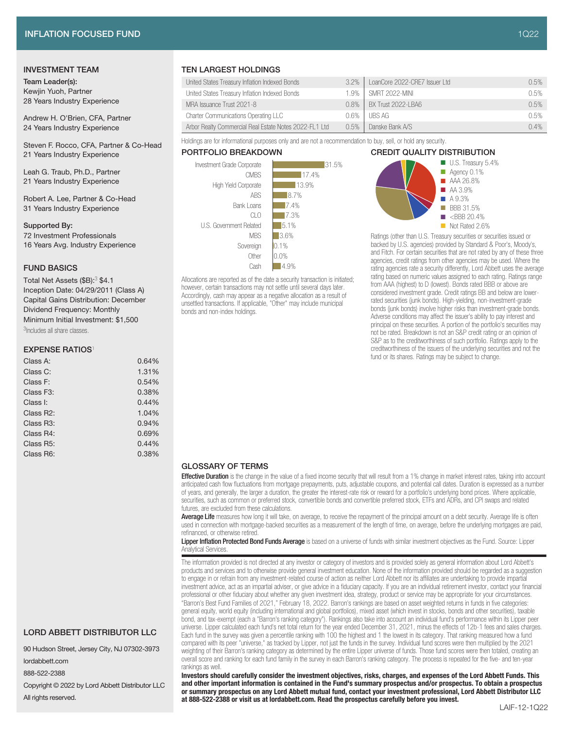## INVESTMENT TEAM

**Team Leader(s):**

Kewjin Yuoh, Partner
28 Years Industry Experience

Andrew H. O'Brien, CFA, Partner
24 Years Industry Experience

Steven F. Rocco, CFA, Partner & Co-Head
21 Years Industry Experience

Leah G. Traub, Ph.D., Partner
21 Years Industry Experience

Robert A. Lee, Partner & Co-Head
31 Years Industry Experience

**Supported By:**

72 Investment Professionals
16 Years Avg. Industry Experience

## FUND BASICS

Total Net Assets ($B):[3] $4.1
Inception Date: 04/29/2011 (Class A)
Capital Gains Distribution: December
Dividend Frequency: Monthly
Minimum Initial Investment: $1,500

[3]Includes all share classes.

## EXPENSE RATIOS[1]

| | |
|---|---|
| Class A: | 0.64% |
| Class C: | 1.31% |
| Class F: | 0.54% |
| Class F3: | 0.38% |
| Class I: | 0.44% |
| Class R2: | 1.04% |
| Class R3: | 0.94% |
| Class R4: | 0.69% |
| Class R5: | 0.44% |
| Class R6: | 0.38% |

## TEN LARGEST HOLDINGS

| | | | |
|---|---|---|---|
| United States Treasury Inflation Indexed Bonds | 3.2% | LoanCore 2022-CRE7 Issuer Ltd | 0.5% |
| United States Treasury Inflation Indexed Bonds | 1.9% | SMRT 2022-MINI | 0.5% |
| MRA Issuance Trust 2021-8 | 0.8% | BX Trust 2022-LBA6 | 0.5% |
| Charter Communications Operating LLC | 0.6% | UBS AG | 0.5% |
| Arbor Realty Commercial Real Estate Notes 2022-FL1 Ltd | 0.5% | Danske Bank A/S | 0.4% |

Holdings are for informational purposes only and are not a recommendation to buy, sell, or hold any security.

## PORTFOLIO BREAKDOWN

Investment Grade Corporate 31.5%
CMBS 17.4%
High Yield Corporate 13.9%
ABS 8.7%
Bank Loans 7.4%
CLO 7.3%
U.S. Government Related 5.1%
MBS 3.6%
Sovereign 0.1%
Other 0.0%
Cash 4.9%

Allocations are reported as of the date a security transaction is initiated; however, certain transactions may not settle until several days later. Accordingly, cash may appear as a negative allocation as a result of unsettled transactions. If applicable, "Other" may include municipal bonds and non-index holdings.

## CREDIT QUALITY DISTRIBUTION

U.S. Treasury 5.4%
Agency 0.1%
AAA 26.8%
AA 3.9%
A 9.3%
BBB 31.5%
<BBB 20.4%
Not Rated 2.6%

Ratings (other than U.S. Treasury securities or securities issued or backed by U.S. agencies) provided by Standard & Poor's, Moody's, and Fitch. For certain securities that are not rated by any of these three agencies, credit ratings from other agencies may be used. Where the rating agencies rate a security differently, Lord Abbett uses the average rating based on numeric values assigned to each rating. Ratings range from AAA (highest) to D (lowest). Bonds rated BBB or above are considered investment grade. Credit ratings BB and below are lower-rated securities (junk bonds). High-yielding, non-investment-grade bonds (junk bonds) involve higher risks than investment-grade bonds. Adverse conditions may affect the issuer's ability to pay interest and principal on these securities. A portion of the portfolio's securities may not be rated. Breakdown is not an S&P credit rating or an opinion of S&P as to the creditworthiness of such portfolio. Ratings apply to the creditworthiness of the issuers of the underlying securities and not the fund or its shares. Ratings may be subject to change.

## GLOSSARY OF TERMS

**Effective Duration** is the change in the value of a fixed income security that will result from a 1% change in market interest rates, taking into account anticipated cash flow fluctuations from mortgage prepayments, puts, adjustable coupons, and potential call dates. Duration is expressed as a number of years, and generally, the larger a duration, the greater the interest-rate risk or reward for a portfolio's underlying bond prices. Where applicable, securities, such as common or preferred stock, convertible bonds and convertible preferred stock, ETFs and ADRs, and CPI swaps and related futures, are excluded from these calculations.

**Average Life** measures how long it will take, on average, to receive the repayment of the principal amount on a debt security. Average life is often used in connection with mortgage-backed securities as a measurement of the length of time, on average, before the underlying mortgages are paid, refinanced, or otherwise retired.

**Lipper Inflation Protected Bond Funds Average** is based on a universe of funds with similar investment objectives as the Fund. Source: Lipper Analytical Services.

The information provided is not directed at any investor or category of investors and is provided solely as general information about Lord Abbett's products and services and to otherwise provide general investment education. None of the information provided should be regarded as a suggestion to engage in or refrain from any investment-related course of action as neither Lord Abbett nor its affiliates are undertaking to provide impartial investment advice, act as an impartial adviser, or give advice in a fiduciary capacity. If you are an individual retirement investor, contact your financial professional or other fiduciary about whether any given investment idea, strategy, product or service may be appropriate for your circumstances.

"Barron's Best Fund Families of 2021," February 18, 2022. Barron's rankings are based on asset weighted returns in funds in five categories: general equity, world equity (including international and global portfolios), mixed asset (which invest in stocks, bonds and other securities), taxable bond, and tax-exempt (each a "Barron's ranking category"). Rankings also take into account an individual fund's performance within its Lipper peer universe. Lipper calculated each fund's net total return for the year ended December 31, 2021, minus the effects of 12b-1 fees and sales charges. Each fund in the survey was given a percentile ranking with 100 the highest and 1 the lowest in its category. That ranking measured how a fund compared with its peer "universe," as tracked by Lipper, not just the funds in the survey. Individual fund scores were then multiplied by the 2021 weighting of their Barron's ranking category as determined by the entire Lipper universe of funds. Those fund scores were then totaled, creating an overall score and ranking for each fund family in the survey in each Barron's ranking category. The process is repeated for the five- and ten-year rankings as well.

**Investors should carefully consider the investment objectives, risks, charges, and expenses of the Lord Abbett Funds. This and other important information is contained in the Fund's summary prospectus and/or prospectus. To obtain a prospectus or summary prospectus on any Lord Abbett mutual fund, contact your investment professional, Lord Abbett Distributor LLC at 888-522-2388 or visit us at lordabbett.com. Read the prospectus carefully before you invest.**

## LORD ABBETT DISTRIBUTOR LLC

90 Hudson Street, Jersey City, NJ 07302-3973

lordabbett.com

888-522-2388

Copyright © 2022 by Lord Abbett Distributor LLC

All rights reserved.

LAIF-12-1Q22